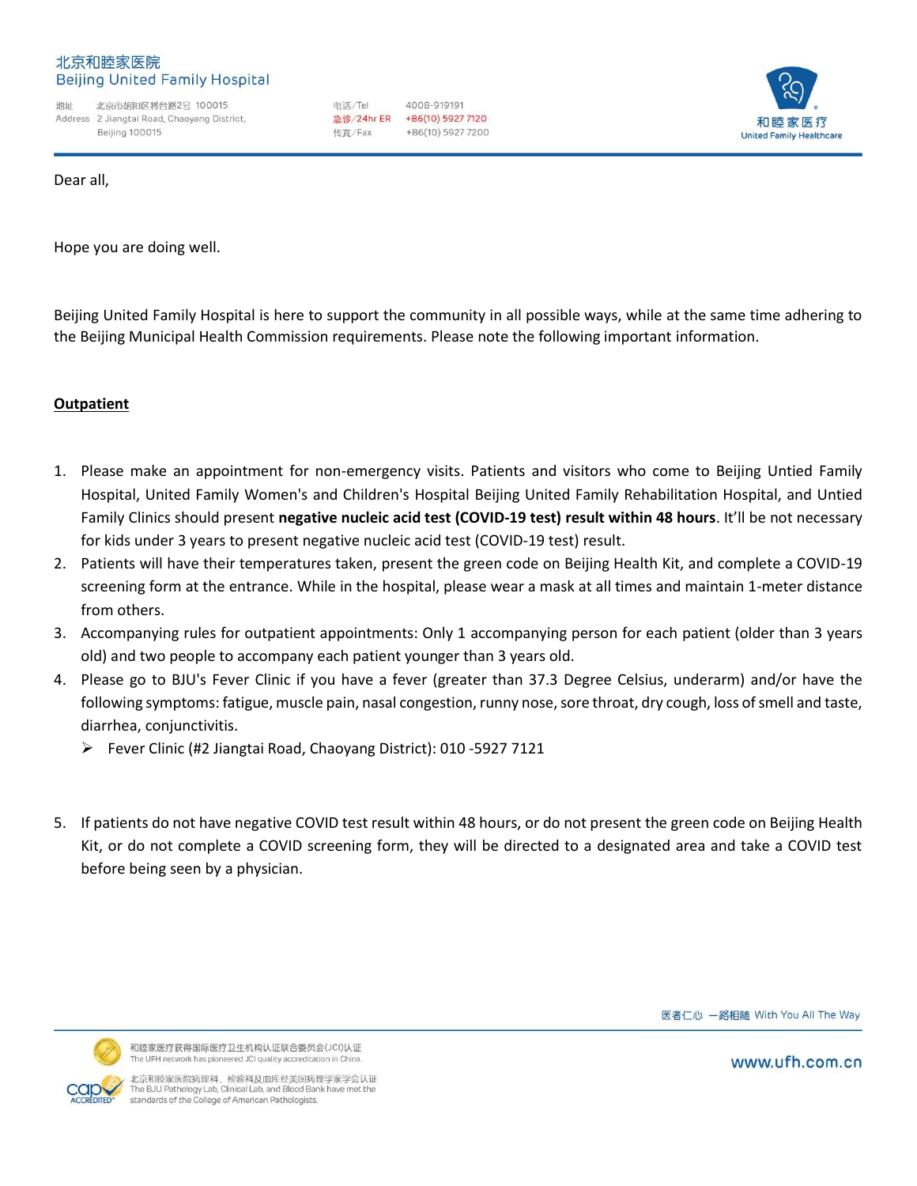Dear all,

Hope you are doing well.

Beijing United Family Hospital is here to support the community in all possible ways, while at the same time adhering to the Beijing Municipal Health Commission requirements. Please note the following important information.

**Outpatient**

1. Please make an appointment for non-emergency visits. Patients and visitors who come to Beijing Untied Family Hospital, United Family Women's and Children's Hospital Beijing United Family Rehabilitation Hospital, and Untied Family Clinics should present **negative nucleic acid test (COVID-19 test) result within 48 hours**. It'll be not necessary for kids under 3 years to present negative nucleic acid test (COVID-19 test) result.
2. Patients will have their temperatures taken, present the green code on Beijing Health Kit, and complete a COVID-19 screening form at the entrance. While in the hospital, please wear a mask at all times and maintain 1-meter distance from others.
3. Accompanying rules for outpatient appointments: Only 1 accompanying person for each patient (older than 3 years old) and two people to accompany each patient younger than 3 years old.
4. Please go to BJU's Fever Clinic if you have a fever (greater than 37.3 Degree Celsius, underarm) and/or have the following symptoms: fatigue, muscle pain, nasal congestion, runny nose, sore throat, dry cough, loss of smell and taste, diarrhea, conjunctivitis.
   - Fever Clinic (#2 Jiangtai Road, Chaoyang District): 010 -5927 7121
5. If patients do not have negative COVID test result within 48 hours, or do not present the green code on Beijing Health Kit, or do not complete a COVID screening form, they will be directed to a designated area and take a COVID test before being seen by a physician.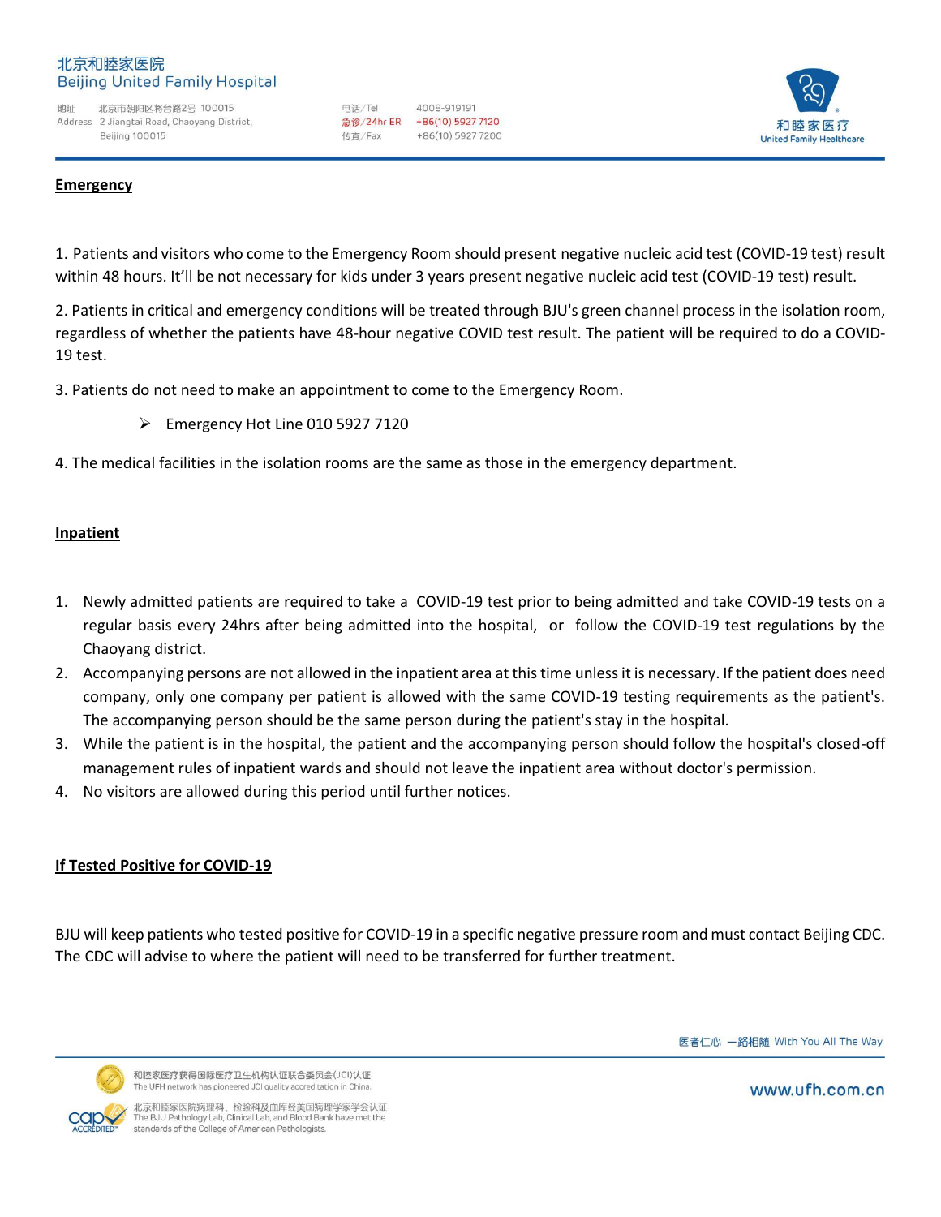## Emergency

1. Patients and visitors who come to the Emergency Room should present negative nucleic acid test (COVID-19 test) result within 48 hours. It'll be not necessary for kids under 3 years present negative nucleic acid test (COVID-19 test) result.

2. Patients in critical and emergency conditions will be treated through BJU's green channel process in the isolation room, regardless of whether the patients have 48-hour negative COVID test result. The patient will be required to do a COVID-19 test.

3. Patients do not need to make an appointment to come to the Emergency Room.

   - Emergency Hot Line 010 5927 7120

4. The medical facilities in the isolation rooms are the same as those in the emergency department.

## Inpatient

1. Newly admitted patients are required to take a COVID-19 test prior to being admitted and take COVID-19 tests on a regular basis every 24hrs after being admitted into the hospital, or follow the COVID-19 test regulations by the Chaoyang district.
2. Accompanying persons are not allowed in the inpatient area at this time unless it is necessary. If the patient does need company, only one company per patient is allowed with the same COVID-19 testing requirements as the patient's. The accompanying person should be the same person during the patient's stay in the hospital.
3. While the patient is in the hospital, the patient and the accompanying person should follow the hospital's closed-off management rules of inpatient wards and should not leave the inpatient area without doctor's permission.
4. No visitors are allowed during this period until further notices.

## If Tested Positive for COVID-19

BJU will keep patients who tested positive for COVID-19 in a specific negative pressure room and must contact Beijing CDC. The CDC will advise to where the patient will need to be transferred for further treatment.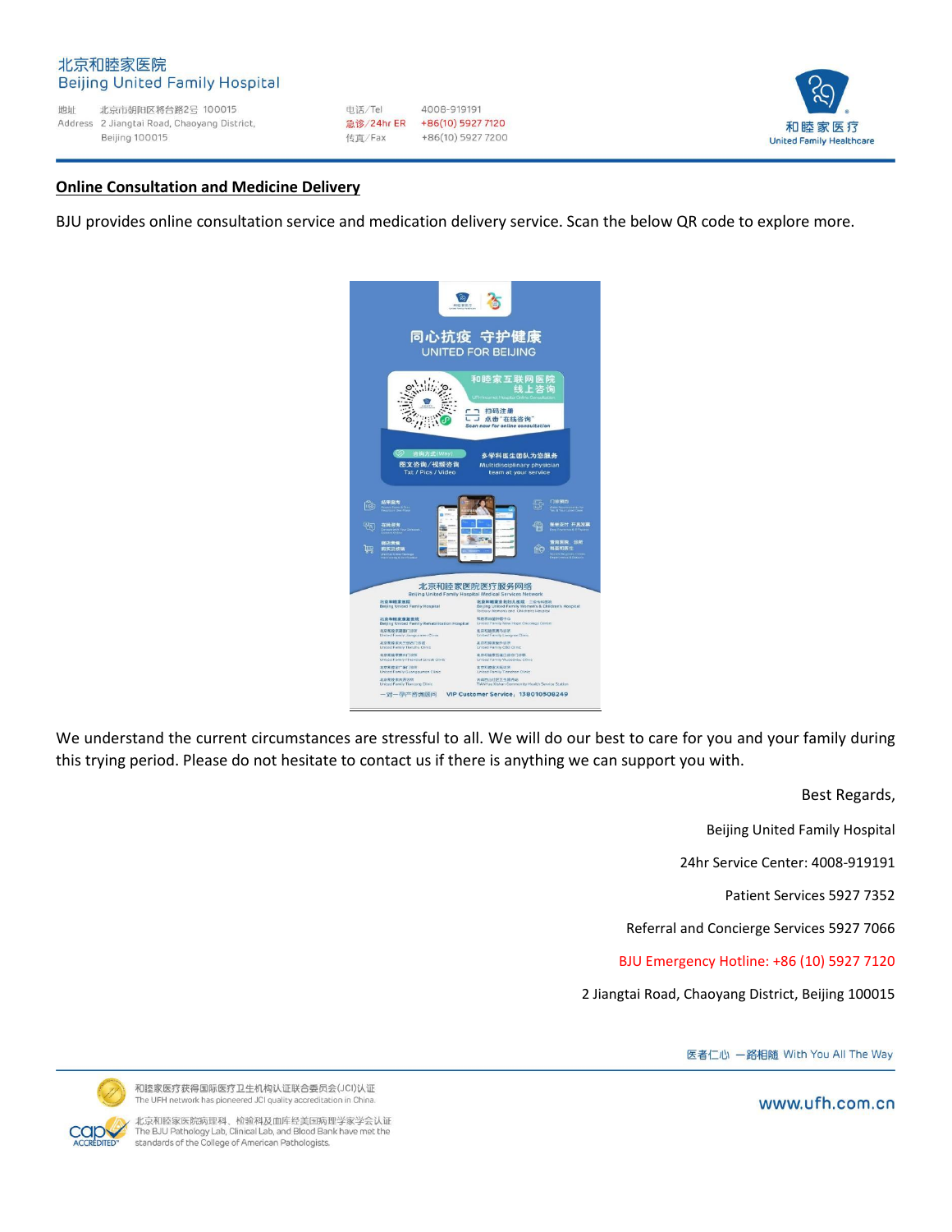## Online Consultation and Medicine Delivery

BJU provides online consultation service and medication delivery service. Scan the below QR code to explore more.

We understand the current circumstances are stressful to all. We will do our best to care for you and your family during this trying period. Please do not hesitate to contact us if there is anything we can support you with.

Best Regards,

Beijing United Family Hospital

24hr Service Center: 4008-919191

Patient Services 5927 7352

Referral and Concierge Services 5927 7066

BJU Emergency Hotline: +86 (10) 5927 7120

2 Jiangtai Road, Chaoyang District, Beijing 100015